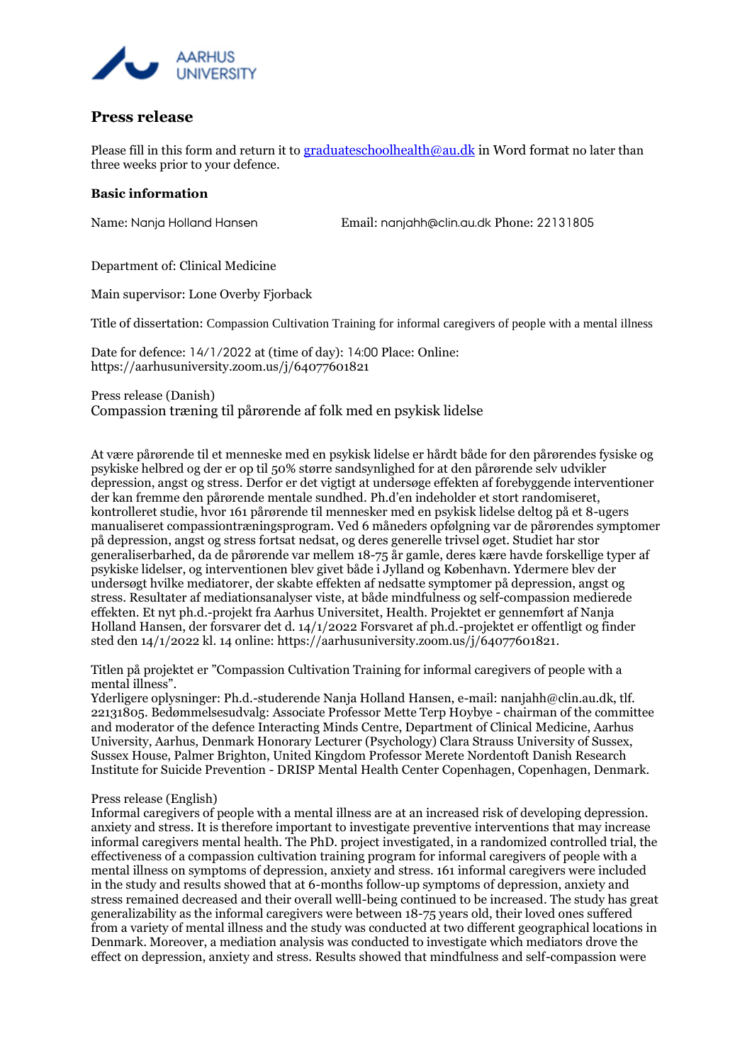AARHUS UNIVERSITY

# Press release

Please fill in this form and return it to graduateschoolhealth@au.dk in Word format no later than three weeks prior to your defence.

### Basic information

Name: Nanja Holland Hansen Email: nanjahh@clin.au.dk Phone: 22131805

Department of: Clinical Medicine

Main supervisor: Lone Overby Fjorback

Title of dissertation: Compassion Cultivation Training for informal caregivers of people with a mental illness

Date for defence: 14/1/2022 at (time of day): 14:00 Place: Online: https://aarhusuniversity.zoom.us/j/64077601821

Press release (Danish)

Compassion træning til pårørende af folk med en psykisk lidelse

At være pårørende til et menneske med en psykisk lidelse er hårdt både for den pårørendes fysiske og psykiske helbred og der er op til 50% større sandsynlighed for at den pårørende selv udvikler depression, angst og stress. Derfor er det vigtigt at undersøge effekten af forebyggende interventioner der kan fremme den pårørende mentale sundhed. Ph.d'en indeholder et stort randomiseret, kontrolleret studie, hvor 161 pårørende til mennesker med en psykisk lidelse deltog på et 8-ugers manualiseret compassiontræningsprogram. Ved 6 måneders opfølgning var de pårørendes symptomer på depression, angst og stress fortsat nedsat, og deres generelle trivsel øget. Studiet har stor generaliserbarhed, da de pårørende var mellem 18-75 år gamle, deres kære havde forskellige typer af psykiske lidelser, og interventionen blev givet både i Jylland og København. Ydermere blev der undersøgt hvilke mediatorer, der skabte effekten af nedsatte symptomer på depression, angst og stress. Resultater af mediationsanalyser viste, at både mindfulness og self-compassion medierede effekten. Et nyt ph.d.-projekt fra Aarhus Universitet, Health. Projektet er gennemført af Nanja Holland Hansen, der forsvarer det d. 14/1/2022 Forsvaret af ph.d.-projektet er offentligt og finder sted den 14/1/2022 kl. 14 online: https://aarhusuniversity.zoom.us/j/64077601821.

Titlen på projektet er "Compassion Cultivation Training for informal caregivers of people with a mental illness".
Yderligere oplysninger: Ph.d.-studerende Nanja Holland Hansen, e-mail: nanjahh@clin.au.dk, tlf. 22131805. Bedømmelsesudvalg: Associate Professor Mette Terp Hoybye - chairman of the committee and moderator of the defence Interacting Minds Centre, Department of Clinical Medicine, Aarhus University, Aarhus, Denmark Honorary Lecturer (Psychology) Clara Strauss University of Sussex, Sussex House, Palmer Brighton, United Kingdom Professor Merete Nordentoft Danish Research Institute for Suicide Prevention - DRISP Mental Health Center Copenhagen, Copenhagen, Denmark.

Press release (English)
Informal caregivers of people with a mental illness are at an increased risk of developing depression. anxiety and stress. It is therefore important to investigate preventive interventions that may increase informal caregivers mental health. The PhD. project investigated, in a randomized controlled trial, the effectiveness of a compassion cultivation training program for informal caregivers of people with a mental illness on symptoms of depression, anxiety and stress. 161 informal caregivers were included in the study and results showed that at 6-months follow-up symptoms of depression, anxiety and stress remained decreased and their overall welll-being continued to be increased. The study has great generalizability as the informal caregivers were between 18-75 years old, their loved ones suffered from a variety of mental illness and the study was conducted at two different geographical locations in Denmark. Moreover, a mediation analysis was conducted to investigate which mediators drove the effect on depression, anxiety and stress. Results showed that mindfulness and self-compassion were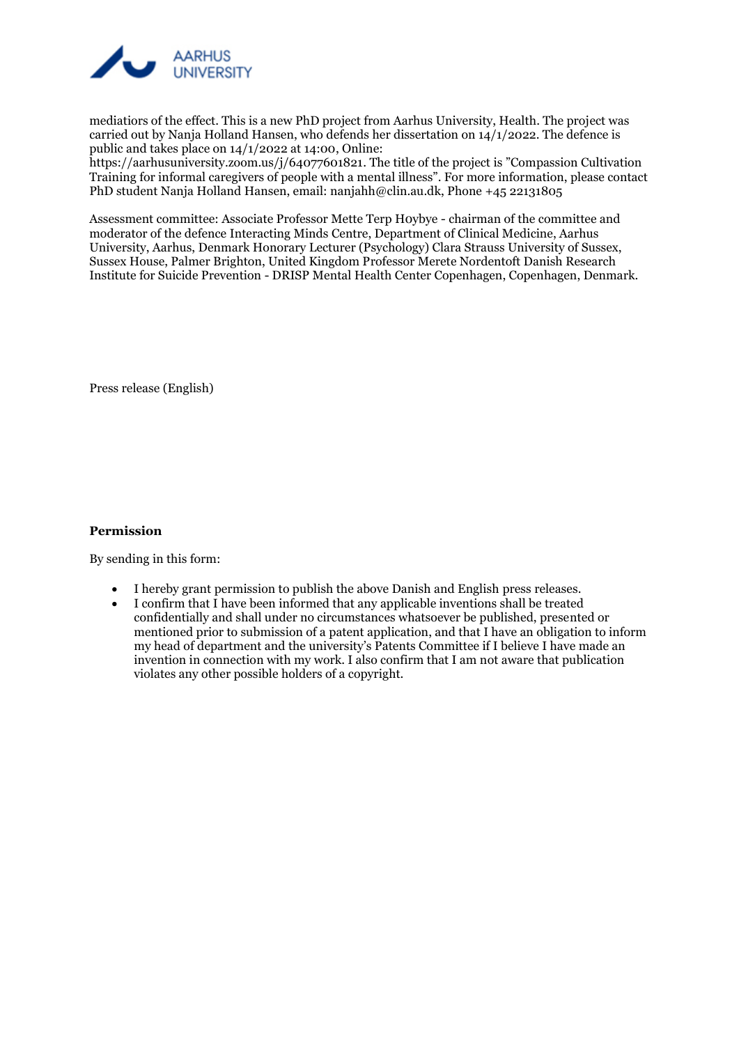mediatiors of the effect. This is a new PhD project from Aarhus University, Health. The project was carried out by Nanja Holland Hansen, who defends her dissertation on 14/1/2022. The defence is public and takes place on 14/1/2022 at 14:00, Online: https://aarhusuniversity.zoom.us/j/64077601821. The title of the project is ”Compassion Cultivation Training for informal caregivers of people with a mental illness”. For more information, please contact PhD student Nanja Holland Hansen, email: nanjahh@clin.au.dk, Phone +45 22131805

Assessment committee: Associate Professor Mette Terp Hoybye - chairman of the committee and moderator of the defence Interacting Minds Centre, Department of Clinical Medicine, Aarhus University, Aarhus, Denmark Honorary Lecturer (Psychology) Clara Strauss University of Sussex, Sussex House, Palmer Brighton, United Kingdom Professor Merete Nordentoft Danish Research Institute for Suicide Prevention - DRISP Mental Health Center Copenhagen, Copenhagen, Denmark.

Press release (English)

**Permission**

By sending in this form:

- I hereby grant permission to publish the above Danish and English press releases.
- I confirm that I have been informed that any applicable inventions shall be treated confidentially and shall under no circumstances whatsoever be published, presented or mentioned prior to submission of a patent application, and that I have an obligation to inform my head of department and the university's Patents Committee if I believe I have made an invention in connection with my work. I also confirm that I am not aware that publication violates any other possible holders of a copyright.